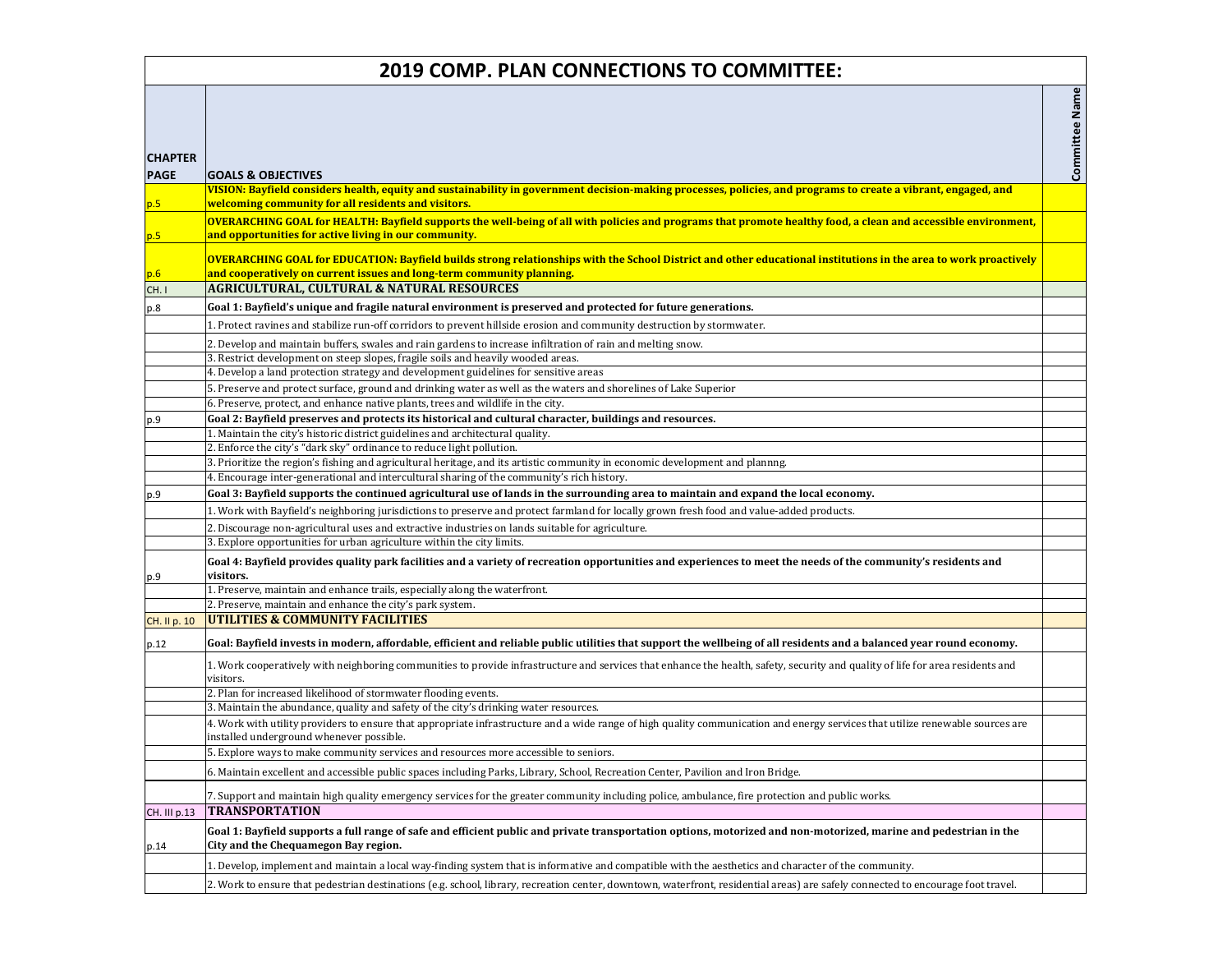# 2019 COMP. PLAN CONNECTIONS TO COMMITTEE:

| CHAPTER PAGE | GOALS & OBJECTIVES | Committee Name |
|---|---|---|
| p.5 | **VISION: Bayfield considers health, equity and sustainability in government decision-making processes, policies, and programs to create a vibrant, engaged, and welcoming community for all residents and visitors.** | |
| p.5 | **OVERARCHING GOAL for HEALTH: Bayfield supports the well-being of all with policies and programs that promote healthy food, a clean and accessible environment, and opportunities for active living in our community.** | |
| p.6 | **OVERARCHING GOAL for EDUCATION: Bayfield builds strong relationships with the School District and other educational institutions in the area to work proactively and cooperatively on current issues and long-term community planning.** | |
| CH. I | **AGRICULTURAL, CULTURAL & NATURAL RESOURCES** | |
| p.8 | **Goal 1: Bayfield's unique and fragile natural environment is preserved and protected for future generations.** | |
| | 1. Protect ravines and stabilize run-off corridors to prevent hillside erosion and community destruction by stormwater. | |
| | 2. Develop and maintain buffers, swales and rain gardens to increase infiltration of rain and melting snow. | |
| | 3. Restrict development on steep slopes, fragile soils and heavily wooded areas. | |
| | 4. Develop a land protection strategy and development guidelines for sensitive areas | |
| | 5. Preserve and protect surface, ground and drinking water as well as the waters and shorelines of Lake Superior | |
| | 6. Preserve, protect, and enhance native plants, trees and wildlife in the city. | |
| p.9 | **Goal 2: Bayfield preserves and protects its historical and cultural character, buildings and resources.** | |
| | 1. Maintain the city's historic district guidelines and architectural quality. | |
| | 2. Enforce the city's "dark sky" ordinance to reduce light pollution. | |
| | 3. Prioritize the region's fishing and agricultural heritage, and its artistic community in economic development and plannng. | |
| | 4. Encourage inter-generational and intercultural sharing of the community's rich history. | |
| p.9 | **Goal 3: Bayfield supports the continued agricultural use of lands in the surrounding area to maintain and expand the local economy.** | |
| | 1. Work with Bayfield's neighboring jurisdictions to preserve and protect farmland for locally grown fresh food and value-added products. | |
| | 2. Discourage non-agricultural uses and extractive industries on lands suitable for agriculture. | |
| | 3. Explore opportunities for urban agriculture within the city limits. | |
| p.9 | **Goal 4: Bayfield provides quality park facilities and a variety of recreation opportunities and experiences to meet the needs of the community's residents and visitors.** | |
| | 1. Preserve, maintain and enhance trails, especially along the waterfront. | |
| | 2. Preserve, maintain and enhance the city's park system. | |
| CH. II p. 10 | **UTILITIES & COMMUNITY FACILITIES** | |
| p.12 | **Goal: Bayfield invests in modern, affordable, efficient and reliable public utilities that support the wellbeing of all residents and a balanced year round economy.** | |
| | 1. Work cooperatively with neighboring communities to provide infrastructure and services that enhance the health, safety, security and quality of life for area residents and visitors. | |
| | 2. Plan for increased likelihood of stormwater flooding events. | |
| | 3. Maintain the abundance, quality and safety of the city's drinking water resources. | |
| | 4. Work with utility providers to ensure that appropriate infrastructure and a wide range of high quality communication and energy services that utilize renewable sources are installed underground whenever possible. | |
| | 5. Explore ways to make community services and resources more accessible to seniors. | |
| | 6. Maintain excellent and accessible public spaces including Parks, Library, School, Recreation Center, Pavilion and Iron Bridge. | |
| | 7. Support and maintain high quality emergency services for the greater community including police, ambulance, fire protection and public works. | |
| CH. III p.13 | **TRANSPORTATION** | |
| p.14 | **Goal 1: Bayfield supports a full range of safe and efficient public and private transportation options, motorized and non-motorized, marine and pedestrian in the City and the Chequamegon Bay region.** | |
| | 1. Develop, implement and maintain a local way-finding system that is informative and compatible with the aesthetics and character of the community. | |
| | 2. Work to ensure that pedestrian destinations (e.g. school, library, recreation center, downtown, waterfront, residential areas) are safely connected to encourage foot travel. | |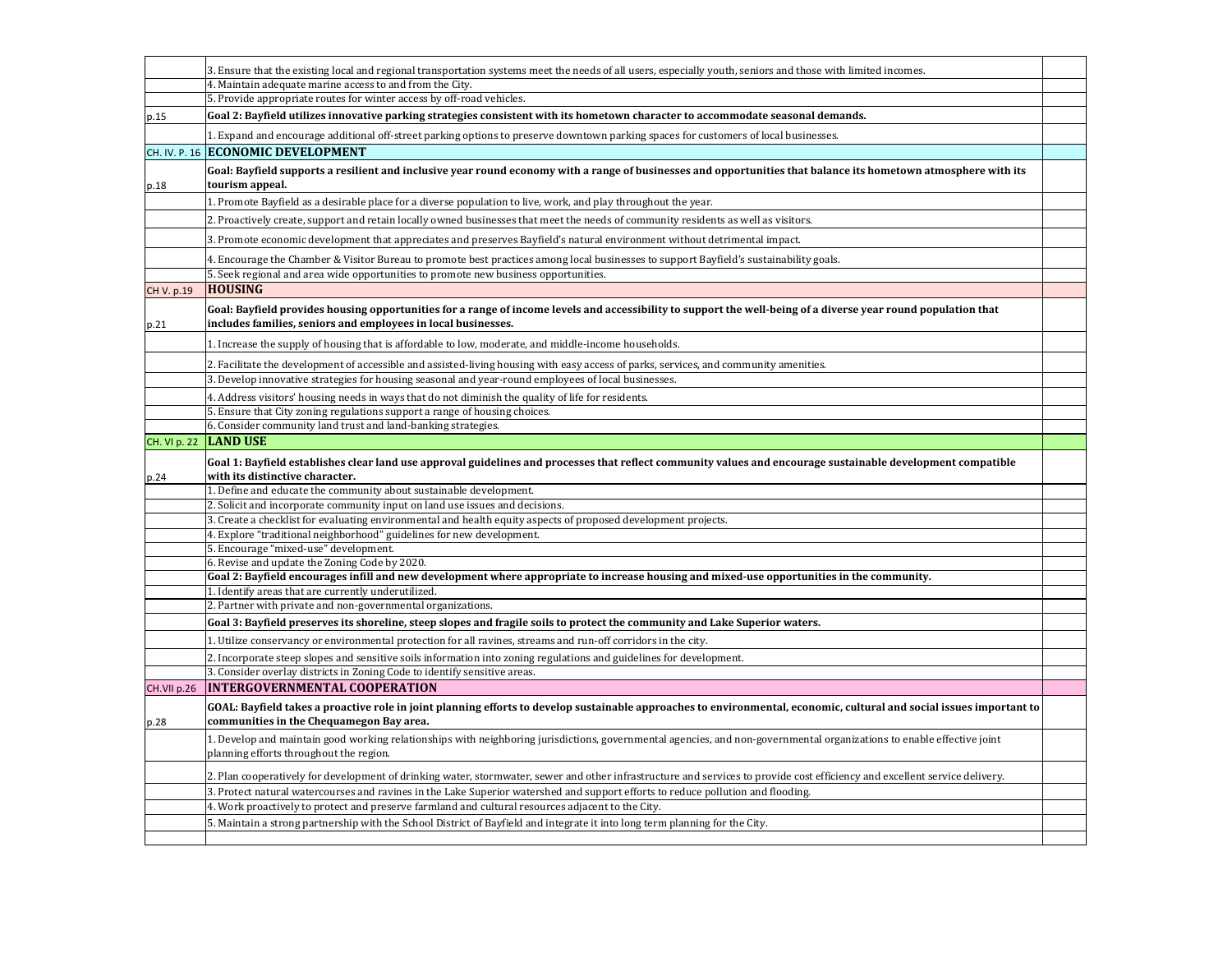| | | |
|---|---|---|
| | 3. Ensure that the existing local and regional transportation systems meet the needs of all users, especially youth, seniors and those with limited incomes. | |
| | 4. Maintain adequate marine access to and from the City. | |
| | 5. Provide appropriate routes for winter access by off-road vehicles. | |
| p.15 | **Goal 2: Bayfield utilizes innovative parking strategies consistent with its hometown character to accommodate seasonal demands.** | |
| | 1. Expand and encourage additional off-street parking options to preserve downtown parking spaces for customers of local businesses. | |
| CH. IV. P. 16 | **ECONOMIC DEVELOPMENT** | |
| p.18 | **Goal: Bayfield supports a resilient and inclusive year round economy with a range of businesses and opportunities that balance its hometown atmosphere with its tourism appeal.** | |
| | 1. Promote Bayfield as a desirable place for a diverse population to live, work, and play throughout the year. | |
| | 2. Proactively create, support and retain locally owned businesses that meet the needs of community residents as well as visitors. | |
| | 3. Promote economic development that appreciates and preserves Bayfield's natural environment without detrimental impact. | |
| | 4. Encourage the Chamber & Visitor Bureau to promote best practices among local businesses to support Bayfield's sustainability goals. | |
| | 5. Seek regional and area wide opportunities to promote new business opportunities. | |
| CH V. p.19 | **HOUSING** | |
| p.21 | **Goal: Bayfield provides housing opportunities for a range of income levels and accessibility to support the well-being of a diverse year round population that includes families, seniors and employees in local businesses.** | |
| | 1. Increase the supply of housing that is affordable to low, moderate, and middle-income households. | |
| | 2. Facilitate the development of accessible and assisted-living housing with easy access of parks, services, and community amenities. | |
| | 3. Develop innovative strategies for housing seasonal and year-round employees of local businesses. | |
| | 4. Address visitors' housing needs in ways that do not diminish the quality of life for residents. | |
| | 5. Ensure that City zoning regulations support a range of housing choices. | |
| | 6. Consider community land trust and land-banking strategies. | |
| CH. VI p. 22 | **LAND USE** | |
| p.24 | **Goal 1: Bayfield establishes clear land use approval guidelines and processes that reflect community values and encourage sustainable development compatible with its distinctive character.** | |
| | 1. Define and educate the community about sustainable development. | |
| | 2. Solicit and incorporate community input on land use issues and decisions. | |
| | 3. Create a checklist for evaluating environmental and health equity aspects of proposed development projects. | |
| | 4. Explore "traditional neighborhood" guidelines for new development. | |
| | 5. Encourage "mixed-use" development. | |
| | 6. Revise and update the Zoning Code by 2020. | |
| | **Goal 2: Bayfield encourages infill and new development where appropriate to increase housing and mixed-use opportunities in the community.** | |
| | 1. Identify areas that are currently underutilized. | |
| | 2. Partner with private and non-governmental organizations. | |
| | **Goal 3: Bayfield preserves its shoreline, steep slopes and fragile soils to protect the community and Lake Superior waters.** | |
| | 1. Utilize conservancy or environmental protection for all ravines, streams and run-off corridors in the city. | |
| | 2. Incorporate steep slopes and sensitive soils information into zoning regulations and guidelines for development. | |
| | 3. Consider overlay districts in Zoning Code to identify sensitive areas. | |
| CH.VII p.26 | **INTERGOVERNMENTAL COOPERATION** | |
| p.28 | **GOAL: Bayfield takes a proactive role in joint planning efforts to develop sustainable approaches to environmental, economic, cultural and social issues important to communities in the Chequamegon Bay area.** | |
| | 1. Develop and maintain good working relationships with neighboring jurisdictions, governmental agencies, and non-governmental organizations to enable effective joint planning efforts throughout the region. | |
| | 2. Plan cooperatively for development of drinking water, stormwater, sewer and other infrastructure and services to provide cost efficiency and excellent service delivery. | |
| | 3. Protect natural watercourses and ravines in the Lake Superior watershed and support efforts to reduce pollution and flooding. | |
| | 4. Work proactively to protect and preserve farmland and cultural resources adjacent to the City. | |
| | 5. Maintain a strong partnership with the School District of Bayfield and integrate it into long term planning for the City. | |
| | | |